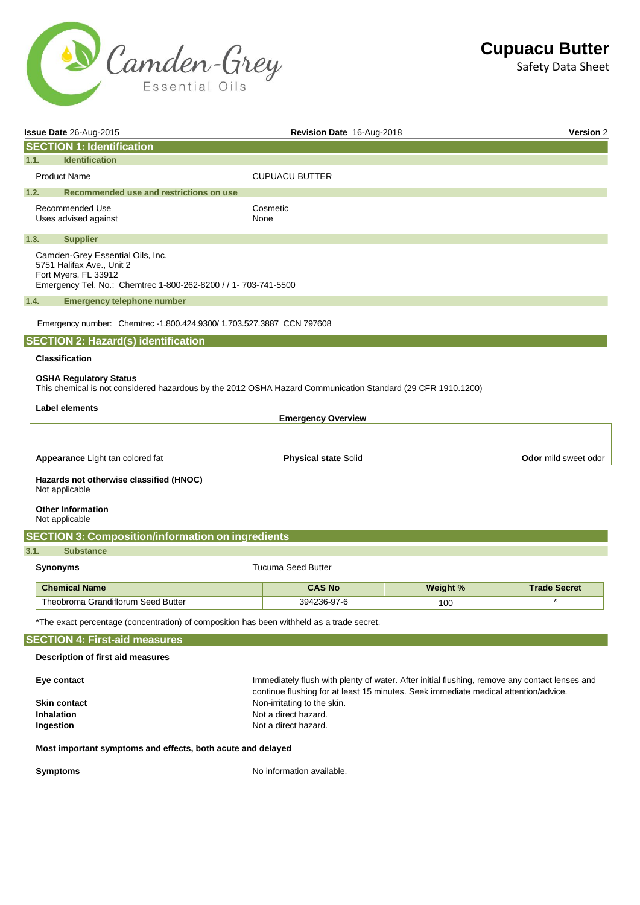# Cupuacu Butter

Safety Data Sheet

**Issue Date** 26-Aug-2015 **Revision Date** 16-Aug-2018 **Version** 2

## SECTION 1: Identification

### 1.1. Identification

| | |
|---|---|
| Product Name | CUPUACU BUTTER |

### 1.2. Recommended use and restrictions on use

| | |
|---|---|
| Recommended Use | Cosmetic |
| Uses advised against | None |

### 1.3. Supplier

Camden-Grey Essential Oils, Inc.
5751 Halifax Ave., Unit 2
Fort Myers, FL 33912
Emergency Tel. No.: Chemtrec 1-800-262-8200 / / 1- 703-741-5500

### 1.4. Emergency telephone number

Emergency number: Chemtrec -1.800.424.9300/ 1.703.527.3887 CCN 797608

## SECTION 2: Hazard(s) identification

**Classification**

**OSHA Regulatory Status**
This chemical is not considered hazardous by the 2012 OSHA Hazard Communication Standard (29 CFR 1910.1200)

**Label elements**

**Emergency Overview**

**Appearance** Light tan colored fat **Physical state** Solid **Odor** mild sweet odor

**Hazards not otherwise classified (HNOC)**
Not applicable

**Other Information**
Not applicable

## SECTION 3: Composition/information on ingredients

### 3.1. Substance

| | |
|---|---|
| **Synonyms** | Tucuma Seed Butter |

| Chemical Name | CAS No | Weight % | Trade Secret |
|---|---|---|---|
| Theobroma Grandiflorum Seed Butter | 394236-97-6 | 100 | * |

*The exact percentage (concentration) of composition has been withheld as a trade secret.

## SECTION 4: First-aid measures

**Description of first aid measures**

| | |
|---|---|
| **Eye contact** | Immediately flush with plenty of water. After initial flushing, remove any contact lenses and continue flushing for at least 15 minutes. Seek immediate medical attention/advice. |
| **Skin contact** | Non-irritating to the skin. |
| **Inhalation** | Not a direct hazard. |
| **Ingestion** | Not a direct hazard. |

**Most important symptoms and effects, both acute and delayed**

| | |
|---|---|
| **Symptoms** | No information available. |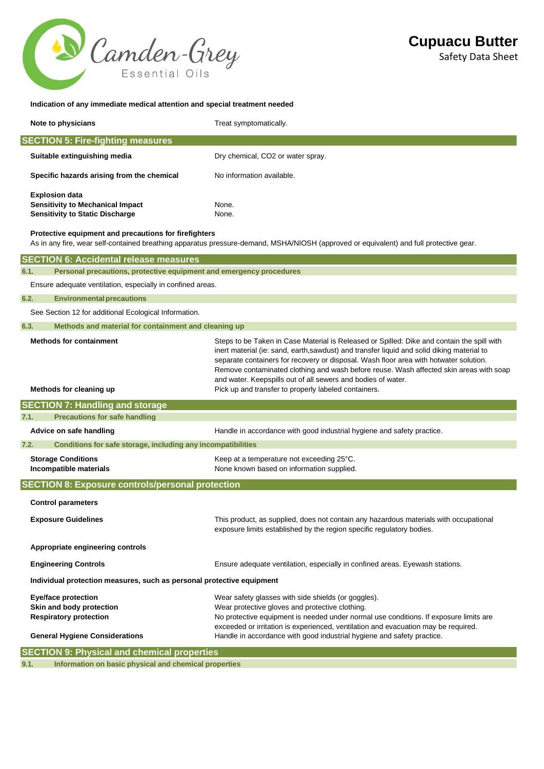**Indication of any immediate medical attention and special treatment needed**

| | |
|---|---|
| **Note to physicians** | Treat symptomatically. |

## SECTION 5: Fire-fighting measures

| | |
|---|---|
| **Suitable extinguishing media** | Dry chemical, $CO_2$ or water spray. |
| **Specific hazards arising from the chemical** | No information available. |
| **Explosion data** | |
| **Sensitivity to Mechanical Impact** | None. |
| **Sensitivity to Static Discharge** | None. |

**Protective equipment and precautions for firefighters**

As in any fire, wear self-contained breathing apparatus pressure-demand, MSHA/NIOSH (approved or equivalent) and full protective gear.

## SECTION 6: Accidental release measures

### 6.1. Personal precautions, protective equipment and emergency procedures

Ensure adequate ventilation, especially in confined areas.

### 6.2. Environmental precautions

See Section 12 for additional Ecological Information.

### 6.3. Methods and material for containment and cleaning up

| | |
|---|---|
| **Methods for containment** | Steps to be Taken in Case Material is Released or Spilled: Dike and contain the spill with inert material (ie: sand, earth,sawdust) and transfer liquid and solid diking material to separate containers for recovery or disposal. Wash floor area with hotwater solution. Remove contaminated clothing and wash before reuse. Wash affected skin areas with soap and water. Keepspills out of all sewers and bodies of water. |
| **Methods for cleaning up** | Pick up and transfer to properly labeled containers. |

## SECTION 7: Handling and storage

### 7.1. Precautions for safe handling

| | |
|---|---|
| **Advice on safe handling** | Handle in accordance with good industrial hygiene and safety practice. |

### 7.2. Conditions for safe storage, including any incompatibilities

| | |
|---|---|
| **Storage Conditions** | Keep at a temperature not exceeding 25°C. |
| **Incompatible materials** | None known based on information supplied. |

## SECTION 8: Exposure controls/personal protection

**Control parameters**

| | |
|---|---|
| **Exposure Guidelines** | This product, as supplied, does not contain any hazardous materials with occupational exposure limits established by the region specific regulatory bodies. |

**Appropriate engineering controls**

| | |
|---|---|
| **Engineering Controls** | Ensure adequate ventilation, especially in confined areas. Eyewash stations. |

**Individual protection measures, such as personal protective equipment**

| | |
|---|---|
| **Eye/face protection** | Wear safety glasses with side shields (or goggles). |
| **Skin and body protection** | Wear protective gloves and protective clothing. |
| **Respiratory protection** | No protective equipment is needed under normal use conditions. If exposure limits are exceeded or irritation is experienced, ventilation and evacuation may be required. |
| **General Hygiene Considerations** | Handle in accordance with good industrial hygiene and safety practice. |

## SECTION 9: Physical and chemical properties

### 9.1. Information on basic physical and chemical properties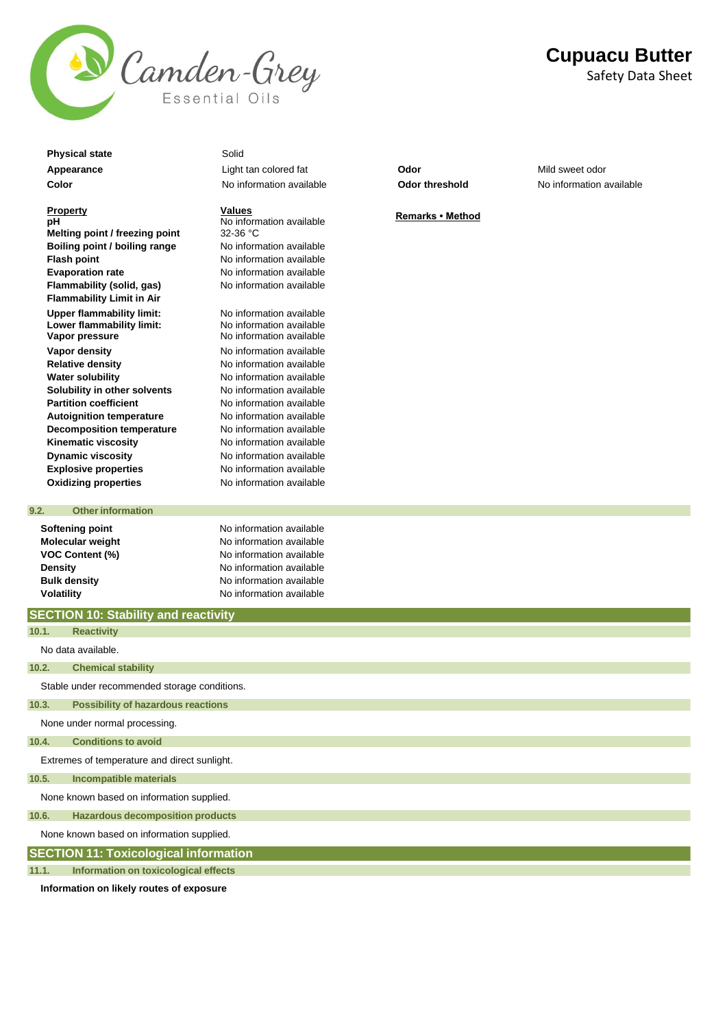| | | | |
|---|---|---|---|
| **Physical state** | Solid | | |
| **Appearance** | Light tan colored fat | **Odor** | Mild sweet odor |
| **Color** | No information available | **Odor threshold** | No information available |

| **Property** | **Values** | **Remarks • Method** |
|---|---|---|
| **pH** | No information available | |
| **Melting point / freezing point** | 32-36 °C | |
| **Boiling point / boiling range** | No information available | |
| **Flash point** | No information available | |
| **Evaporation rate** | No information available | |
| **Flammability (solid, gas)** | No information available | |
| **Flammability Limit in Air** | | |
| **Upper flammability limit:** | No information available | |
| **Lower flammability limit:** | No information available | |
| **Vapor pressure** | No information available | |
| **Vapor density** | No information available | |
| **Relative density** | No information available | |
| **Water solubility** | No information available | |
| **Solubility in other solvents** | No information available | |
| **Partition coefficient** | No information available | |
| **Autoignition temperature** | No information available | |
| **Decomposition temperature** | No information available | |
| **Kinematic viscosity** | No information available | |
| **Dynamic viscosity** | No information available | |
| **Explosive properties** | No information available | |
| **Oxidizing properties** | No information available | |

### 9.2. Other information

| | |
|---|---|
| **Softening point** | No information available |
| **Molecular weight** | No information available |
| **VOC Content (%)** | No information available |
| **Density** | No information available |
| **Bulk density** | No information available |
| **Volatility** | No information available |

## SECTION 10: Stability and reactivity

### 10.1. Reactivity

No data available.

### 10.2. Chemical stability

Stable under recommended storage conditions.

### 10.3. Possibility of hazardous reactions

None under normal processing.

### 10.4. Conditions to avoid

Extremes of temperature and direct sunlight.

### 10.5. Incompatible materials

None known based on information supplied.

### 10.6. Hazardous decomposition products

None known based on information supplied.

## SECTION 11: Toxicological information

### 11.1. Information on toxicological effects

**Information on likely routes of exposure**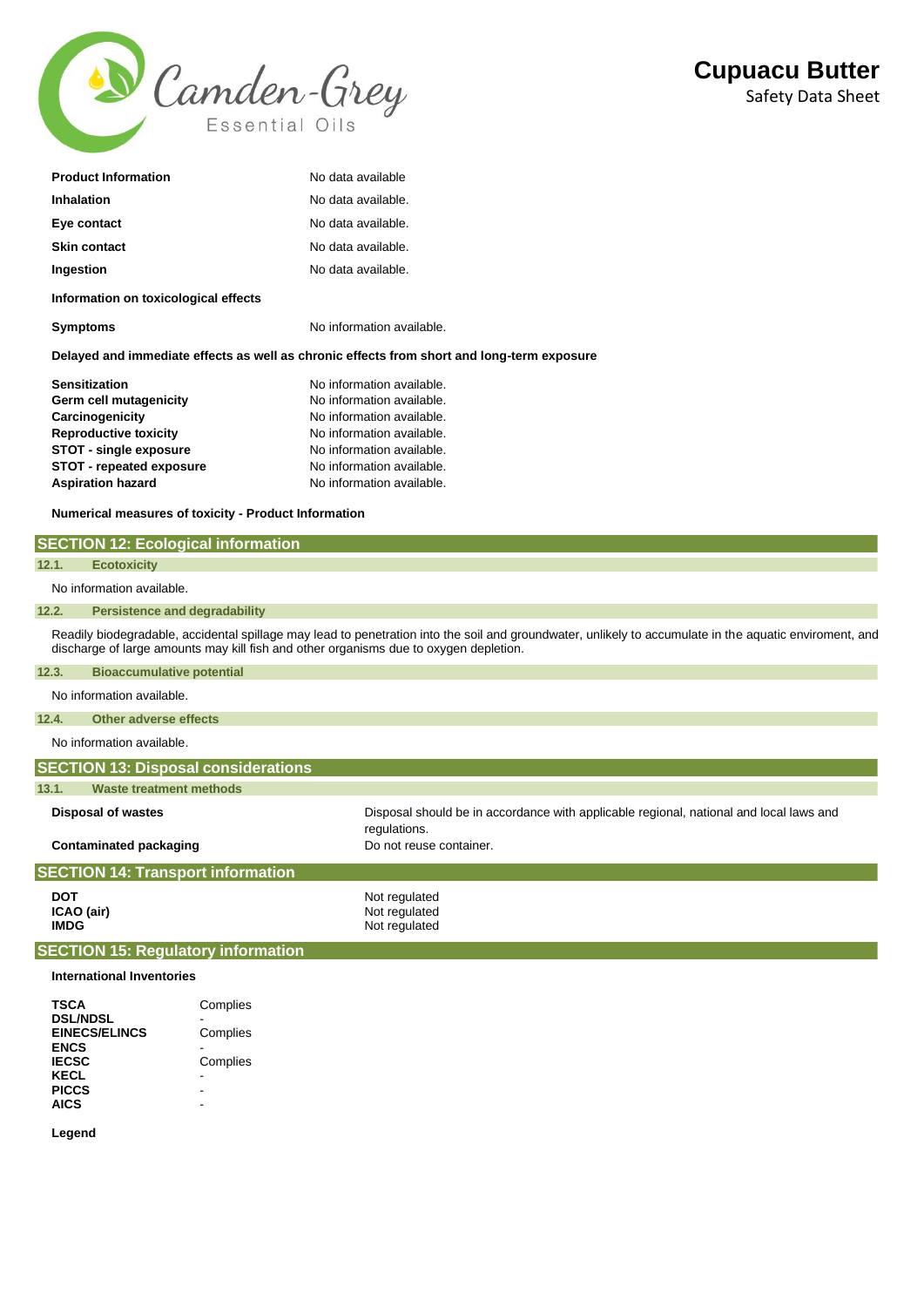| | |
|---|---|
| **Product Information** | No data available |
| **Inhalation** | No data available. |
| **Eye contact** | No data available. |
| **Skin contact** | No data available. |
| **Ingestion** | No data available. |

**Information on toxicological effects**

| | |
|---|---|
| **Symptoms** | No information available. |

**Delayed and immediate effects as well as chronic effects from short and long-term exposure**

| | |
|---|---|
| **Sensitization** | No information available. |
| **Germ cell mutagenicity** | No information available. |
| **Carcinogenicity** | No information available. |
| **Reproductive toxicity** | No information available. |
| **STOT - single exposure** | No information available. |
| **STOT - repeated exposure** | No information available. |
| **Aspiration hazard** | No information available. |

**Numerical measures of toxicity - Product Information**

## SECTION 12: Ecological information

### 12.1. Ecotoxicity

No information available.

### 12.2. Persistence and degradability

Readily biodegradable, accidental spillage may lead to penetration into the soil and groundwater, unlikely to accumulate in the aquatic enviroment, and discharge of large amounts may kill fish and other organisms due to oxygen depletion.

### 12.3. Bioaccumulative potential

No information available.

### 12.4. Other adverse effects

No information available.

## SECTION 13: Disposal considerations

### 13.1. Waste treatment methods

| | |
|---|---|
| **Disposal of wastes** | Disposal should be in accordance with applicable regional, national and local laws and regulations. |
| **Contaminated packaging** | Do not reuse container. |

## SECTION 14: Transport information

| | |
|---|---|
| **DOT** | Not regulated |
| **ICAO (air)** | Not regulated |
| **IMDG** | Not regulated |

## SECTION 15: Regulatory information

**International Inventories**

| | |
|---|---|
| **TSCA** | Complies |
| **DSL/NDSL** | - |
| **EINECS/ELINCS** | Complies |
| **ENCS** | - |
| **IECSC** | Complies |
| **KECL** | - |
| **PICCS** | - |
| **AICS** | - |

**Legend**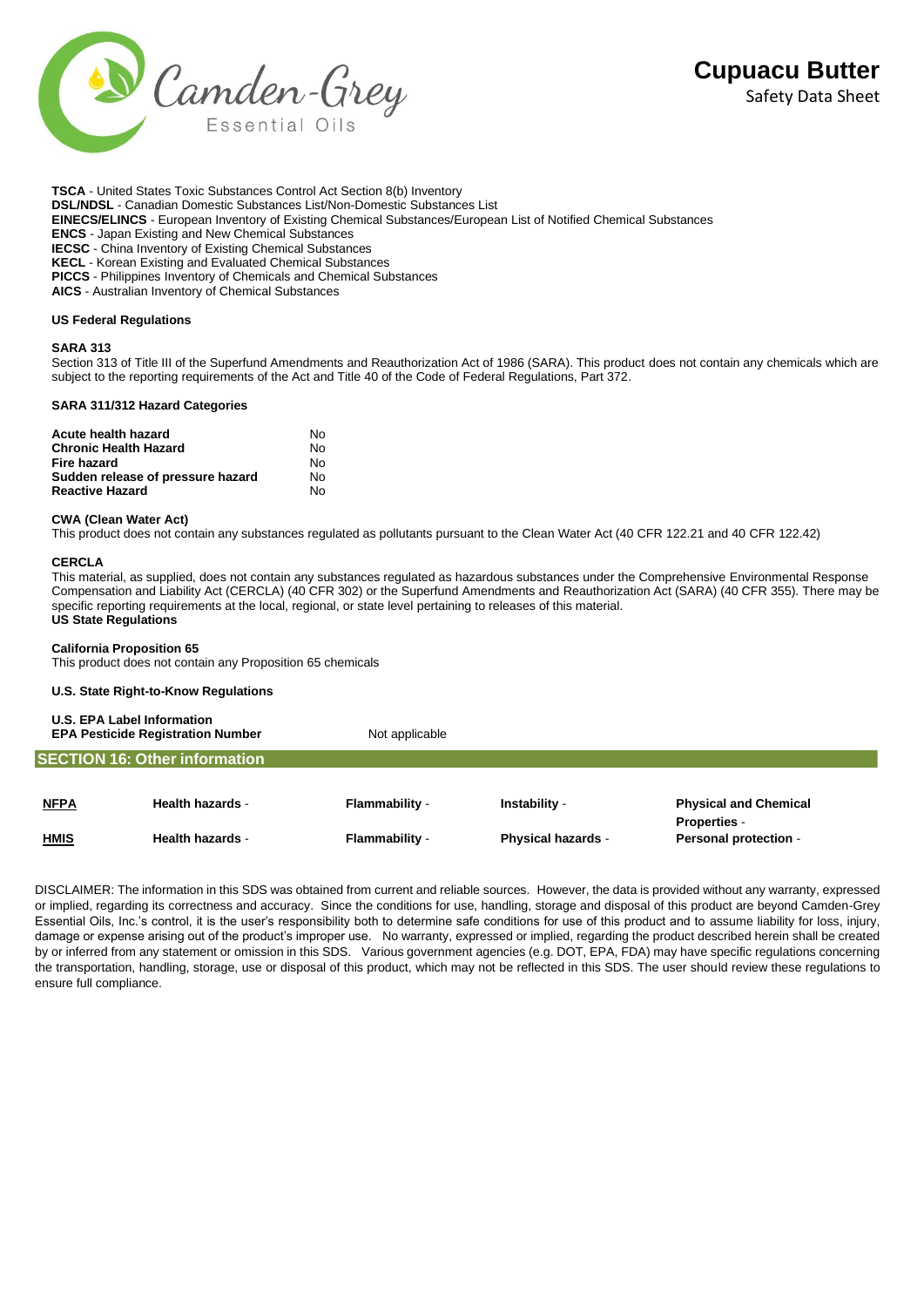**TSCA** - United States Toxic Substances Control Act Section 8(b) Inventory
**DSL/NDSL** - Canadian Domestic Substances List/Non-Domestic Substances List
**EINECS/ELINCS** - European Inventory of Existing Chemical Substances/European List of Notified Chemical Substances
**ENCS** - Japan Existing and New Chemical Substances
**IECSC** - China Inventory of Existing Chemical Substances
**KECL** - Korean Existing and Evaluated Chemical Substances
**PICCS** - Philippines Inventory of Chemicals and Chemical Substances
**AICS** - Australian Inventory of Chemical Substances

**US Federal Regulations**

**SARA 313**
Section 313 of Title III of the Superfund Amendments and Reauthorization Act of 1986 (SARA). This product does not contain any chemicals which are subject to the reporting requirements of the Act and Title 40 of the Code of Federal Regulations, Part 372.

**SARA 311/312 Hazard Categories**

| | |
|---|---|
| **Acute health hazard** | No |
| **Chronic Health Hazard** | No |
| **Fire hazard** | No |
| **Sudden release of pressure hazard** | No |
| **Reactive Hazard** | No |

**CWA (Clean Water Act)**
This product does not contain any substances regulated as pollutants pursuant to the Clean Water Act (40 CFR 122.21 and 40 CFR 122.42)

**CERCLA**
This material, as supplied, does not contain any substances regulated as hazardous substances under the Comprehensive Environmental Response Compensation and Liability Act (CERCLA) (40 CFR 302) or the Superfund Amendments and Reauthorization Act (SARA) (40 CFR 355). There may be specific reporting requirements at the local, regional, or state level pertaining to releases of this material.

**US State Regulations**

**California Proposition 65**
This product does not contain any Proposition 65 chemicals

**U.S. State Right-to-Know Regulations**

**U.S. EPA Label Information**
**EPA Pesticide Registration Number** Not applicable

## SECTION 16: Other information

| | | | | |
|---|---|---|---|---|
| **NFPA** | **Health hazards** - | **Flammability** - | **Instability** - | **Physical and Chemical Properties** - |
| **HMIS** | **Health hazards** - | **Flammability** - | **Physical hazards** - | **Personal protection** - |

DISCLAIMER: The information in this SDS was obtained from current and reliable sources. However, the data is provided without any warranty, expressed or implied, regarding its correctness and accuracy. Since the conditions for use, handling, storage and disposal of this product are beyond Camden-Grey Essential Oils, Inc.'s control, it is the user's responsibility both to determine safe conditions for use of this product and to assume liability for loss, injury, damage or expense arising out of the product's improper use. No warranty, expressed or implied, regarding the product described herein shall be created by or inferred from any statement or omission in this SDS. Various government agencies (e.g. DOT, EPA, FDA) may have specific regulations concerning the transportation, handling, storage, use or disposal of this product, which may not be reflected in this SDS. The user should review these regulations to ensure full compliance.